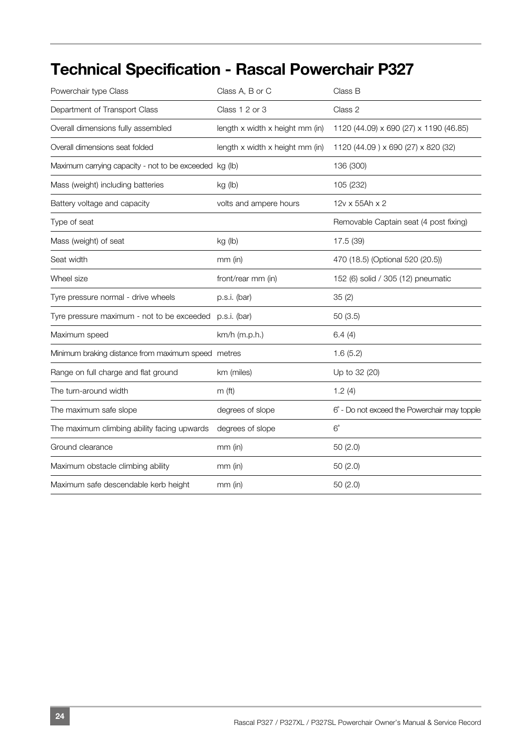# Technical Specification - Rascal Powerchair P327

| | | |
|---|---|---|
| Powerchair type Class | Class A, B or C | Class B |
| Department of Transport Class | Class 1 2 or 3 | Class 2 |
| Overall dimensions fully assembled | length x width x height mm (in) | 1120 (44.09) x 690 (27) x 1190 (46.85) |
| Overall dimensions seat folded | length x width x height mm (in) | 1120 (44.09 ) x 690 (27) x 820 (32) |
| Maximum carrying capacity - not to be exceeded | kg (lb) | 136 (300) |
| Mass (weight) including batteries | kg (lb) | 105 (232) |
| Battery voltage and capacity | volts and ampere hours | 12v x 55Ah x 2 |
| Type of seat | | Removable Captain seat (4 post fixing) |
| Mass (weight) of seat | kg (lb) | 17.5 (39) |
| Seat width | mm (in) | 470 (18.5) (Optional 520 (20.5)) |
| Wheel size | front/rear mm (in) | 152 (6) solid / 305 (12) pneumatic |
| Tyre pressure normal - drive wheels | p.s.i. (bar) | 35 (2) |
| Tyre pressure maximum - not to be exceeded | p.s.i. (bar) | 50 (3.5) |
| Maximum speed | km/h (m.p.h.) | 6.4 (4) |
| Minimum braking distance from maximum speed | metres | 1.6 (5.2) |
| Range on full charge and flat ground | km (miles) | Up to 32 (20) |
| The turn-around width | m (ft) | 1.2 (4) |
| The maximum safe slope | degrees of slope | 6° - Do not exceed the Powerchair may topple |
| The maximum climbing ability facing upwards | degrees of slope | 6° |
| Ground clearance | mm (in) | 50 (2.0) |
| Maximum obstacle climbing ability | mm (in) | 50 (2.0) |
| Maximum safe descendable kerb height | mm (in) | 50 (2.0) |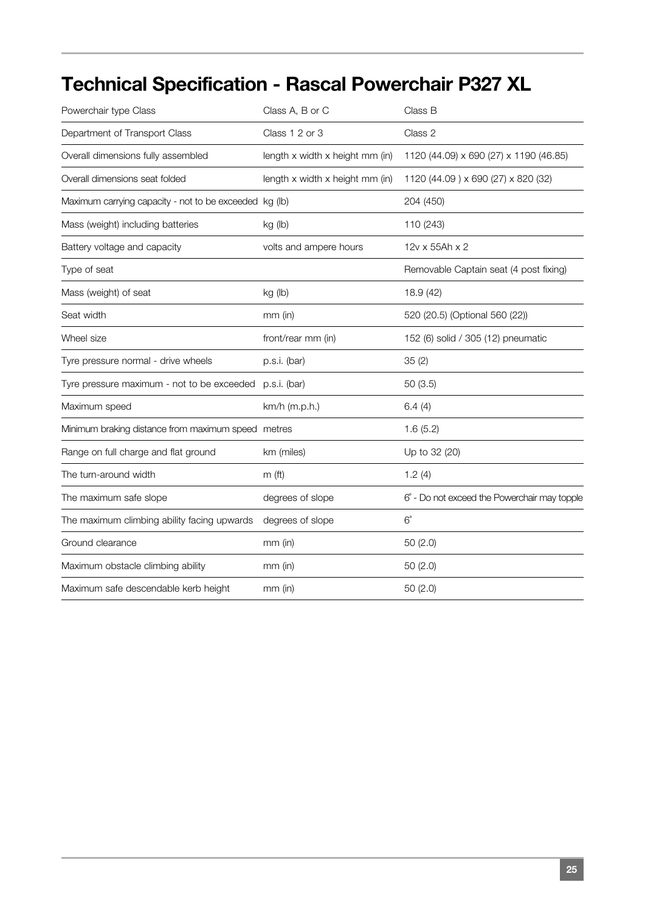# Technical Specification - Rascal Powerchair P327 XL

| | | |
|---|---|---|
| Powerchair type Class | Class A, B or C | Class B |
| Department of Transport Class | Class 1 2 or 3 | Class 2 |
| Overall dimensions fully assembled | length x width x height mm (in) | 1120 (44.09) x 690 (27) x 1190 (46.85) |
| Overall dimensions seat folded | length x width x height mm (in) | 1120 (44.09 ) x 690 (27) x 820 (32) |
| Maximum carrying capacity - not to be exceeded | kg (lb) | 204 (450) |
| Mass (weight) including batteries | kg (lb) | 110 (243) |
| Battery voltage and capacity | volts and ampere hours | 12v x 55Ah x 2 |
| Type of seat | | Removable Captain seat (4 post fixing) |
| Mass (weight) of seat | kg (lb) | 18.9 (42) |
| Seat width | mm (in) | 520 (20.5) (Optional 560 (22)) |
| Wheel size | front/rear mm (in) | 152 (6) solid / 305 (12) pneumatic |
| Tyre pressure normal - drive wheels | p.s.i. (bar) | 35 (2) |
| Tyre pressure maximum - not to be exceeded | p.s.i. (bar) | 50 (3.5) |
| Maximum speed | km/h (m.p.h.) | 6.4 (4) |
| Minimum braking distance from maximum speed | metres | 1.6 (5.2) |
| Range on full charge and flat ground | km (miles) | Up to 32 (20) |
| The turn-around width | m (ft) | 1.2 (4) |
| The maximum safe slope | degrees of slope | 6° - Do not exceed the Powerchair may topple |
| The maximum climbing ability facing upwards | degrees of slope | 6° |
| Ground clearance | mm (in) | 50 (2.0) |
| Maximum obstacle climbing ability | mm (in) | 50 (2.0) |
| Maximum safe descendable kerb height | mm (in) | 50 (2.0) |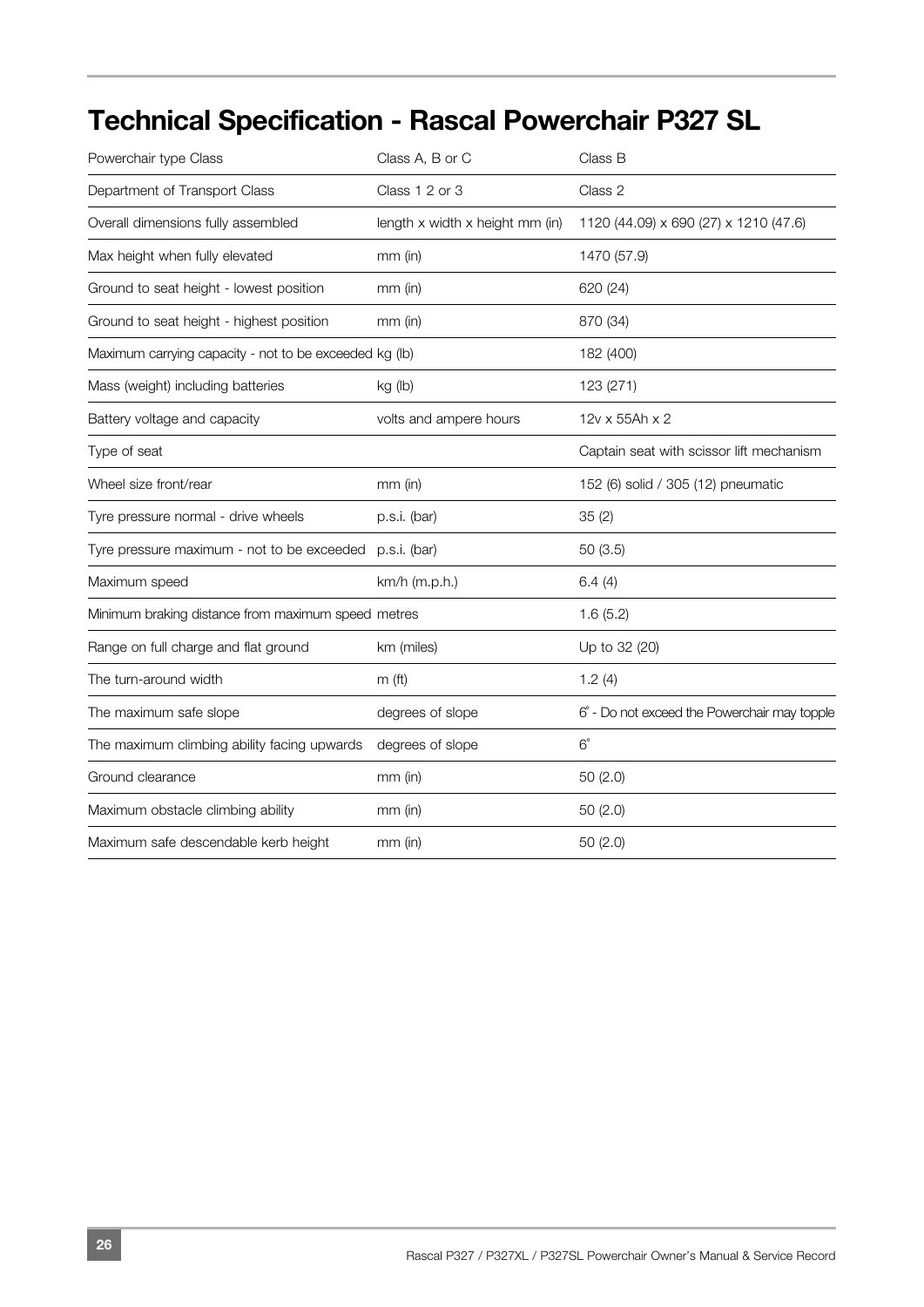# Technical Specification - Rascal Powerchair P327 SL

| | | |
|---|---|---|
| Powerchair type Class | Class A, B or C | Class B |
| Department of Transport Class | Class 1 2 or 3 | Class 2 |
| Overall dimensions fully assembled | length x width x height mm (in) | 1120 (44.09) x 690 (27) x 1210 (47.6) |
| Max height when fully elevated | mm (in) | 1470 (57.9) |
| Ground to seat height - lowest position | mm (in) | 620 (24) |
| Ground to seat height - highest position | mm (in) | 870 (34) |
| Maximum carrying capacity - not to be exceeded | kg (lb) | 182 (400) |
| Mass (weight) including batteries | kg (lb) | 123 (271) |
| Battery voltage and capacity | volts and ampere hours | 12v x 55Ah x 2 |
| Type of seat | | Captain seat with scissor lift mechanism |
| Wheel size front/rear | mm (in) | 152 (6) solid / 305 (12) pneumatic |
| Tyre pressure normal - drive wheels | p.s.i. (bar) | 35 (2) |
| Tyre pressure maximum - not to be exceeded | p.s.i. (bar) | 50 (3.5) |
| Maximum speed | km/h (m.p.h.) | 6.4 (4) |
| Minimum braking distance from maximum speed | metres | 1.6 (5.2) |
| Range on full charge and flat ground | km (miles) | Up to 32 (20) |
| The turn-around width | m (ft) | 1.2 (4) |
| The maximum safe slope | degrees of slope | 6° - Do not exceed the Powerchair may topple |
| The maximum climbing ability facing upwards | degrees of slope | 6° |
| Ground clearance | mm (in) | 50 (2.0) |
| Maximum obstacle climbing ability | mm (in) | 50 (2.0) |
| Maximum safe descendable kerb height | mm (in) | 50 (2.0) |